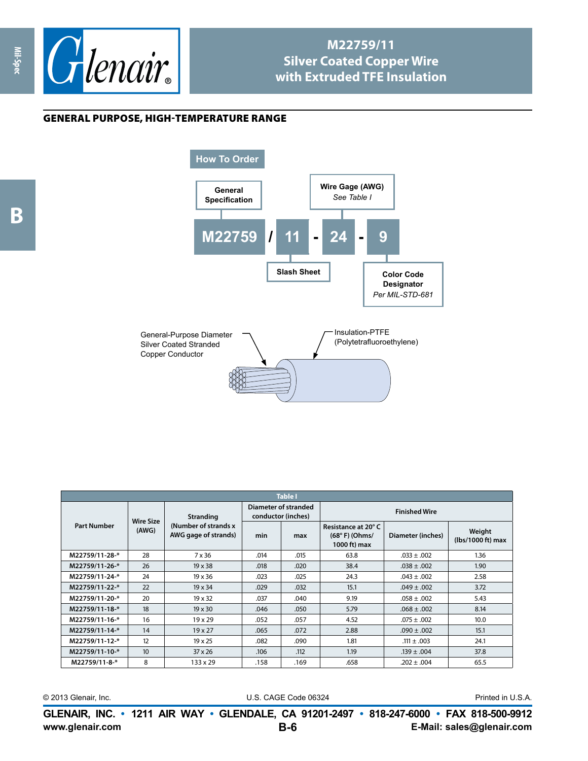# M22759/11 Silver Coated Copper Wire with Extruded TFE Insulation

## GENERAL PURPOSE, HIGH-TEMPERATURE RANGE

### How To Order

| M22759 | / | 11 | - | 24 | - | 9 |
|---|---|---|---|---|---|---|
| General Specification | | Slash Sheet | | Wire Gage (AWG) *See Table I* | | Color Code Designator *Per MIL-STD-681* |

General-Purpose Diameter Silver Coated Stranded Copper Conductor

Insulation-PTFE (Polytetrafluoroethylene)

**Table I**

| Part Number | Wire Size (AWG) | Stranding (Number of strands x AWG gage of strands) | Diameter of stranded conductor (inches) | | Finished Wire | | |
|---|---|---|---|---|---|---|---|
| | | | min | max | Resistance at 20° C (68° F) (Ohms/ 1000 ft) max | Diameter (inches) | Weight (lbs/1000 ft) max |
| M22759/11-28-* | 28 | 7 x 36 | .014 | .015 | 63.8 | .033 ± .002 | 1.36 |
| M22759/11-26-* | 26 | 19 x 38 | .018 | .020 | 38.4 | .038 ± .002 | 1.90 |
| M22759/11-24-* | 24 | 19 x 36 | .023 | .025 | 24.3 | .043 ± .002 | 2.58 |
| M22759/11-22-* | 22 | 19 x 34 | .029 | .032 | 15.1 | .049 ± .002 | 3.72 |
| M22759/11-20-* | 20 | 19 x 32 | .037 | .040 | 9.19 | .058 ± .002 | 5.43 |
| M22759/11-18-* | 18 | 19 x 30 | .046 | .050 | 5.79 | .068 ± .002 | 8.14 |
| M22759/11-16-* | 16 | 19 x 29 | .052 | .057 | 4.52 | .075 ± .002 | 10.0 |
| M22759/11-14-* | 14 | 19 x 27 | .065 | .072 | 2.88 | .090 ± .002 | 15.1 |
| M22759/11-12-* | 12 | 19 x 25 | .082 | .090 | 1.81 | .111 ± .003 | 24.1 |
| M22759/11-10-* | 10 | 37 x 26 | .106 | .112 | 1.19 | .139 ± .004 | 37.8 |
| M22759/11-8-* | 8 | 133 x 29 | .158 | .169 | .658 | .202 ± .004 | 65.5 |

© 2013 Glenair, Inc. U.S. CAGE Code 06324 Printed in U.S.A.

**GLENAIR, INC. • 1211 AIR WAY • GLENDALE, CA 91201-2497 • 818-247-6000 • FAX 818-500-9912**

**www.glenair.com** **E-Mail: sales@glenair.com**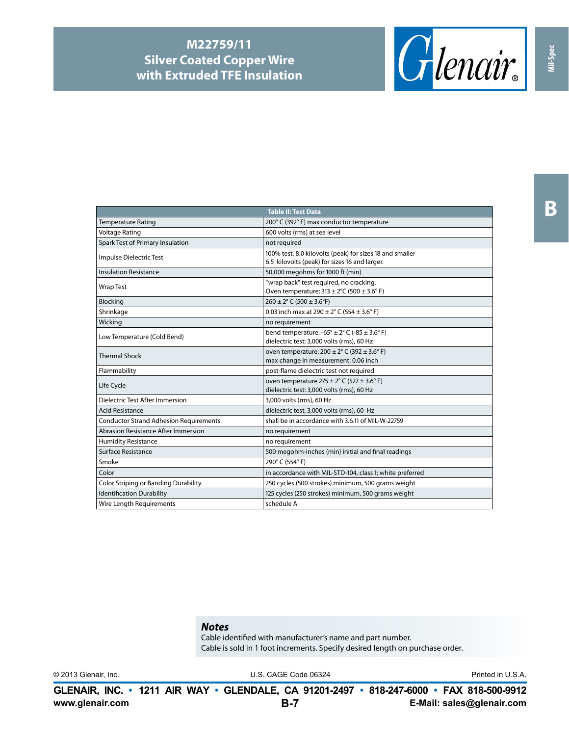# M22759/11
# Silver Coated Copper Wire with Extruded TFE Insulation

| Table II: Test Data | |
|---|---|
| Temperature Rating | 200° C (392° F) max conductor temperature |
| Voltage Rating | 600 volts (rms) at sea level |
| Spark Test of Primary Insulation | not required |
| Impulse Dielectric Test | 100% test, 8.0 kilovolts (peak) for sizes 18 and smaller<br>6.5 kilovolts (peak) for sizes 16 and larger. |
| Insulation Resistance | 50,000 megohms for 1000 ft (min) |
| Wrap Test | "wrap back" test required, no cracking.<br>Oven temperature: 313 ± 2°C (500 ± 3.6° F) |
| Blocking | 260 ± 2° C (500 ± 3.6°F) |
| Shrinkage | 0.03 inch max at 290 ± 2° C (554 ± 3.6° F) |
| Wicking | no requirement |
| Low Temperature (Cold Bend) | bend temperature: -65° ± 2° C (-85 ± 3.6° F)<br>dielectric test: 3,000 volts (rms), 60 Hz |
| Thermal Shock | oven temperature: 200 ± 2° C (392 ± 3.6° F)<br>max change in measurement: 0.06 inch |
| Flammability | post-flame dielectric test not required |
| Life Cycle | oven temperature 275 ± 2° C (527 ± 3.6° F)<br>dielectric test: 3,000 volts (rms), 60 Hz |
| Dielectric Test After Immersion | 3,000 volts (rms), 60 Hz |
| Acid Resistance | dielectric test, 3,000 volts (rms), 60 Hz |
| Conductor Strand Adhesion Requirements | shall be in accordance with 3.6.11 of MIL-W-22759 |
| Abrasion Resistance After Immersion | no requirement |
| Humidity Resistance | no requirement |
| Surface Resistance | 500 megohm-inches (min) initial and final readings |
| Smoke | 290° C (554° F) |
| Color | in accordance with MIL-STD-104, class 1; white preferred |
| Color Striping or Banding Durability | 250 cycles (500 strokes) minimum, 500 grams weight |
| Identification Durability | 125 cycles (250 strokes) minimum, 500 grams weight |
| Wire Length Requirements | schedule A |

***Notes***

Cable identified with manufacturer's name and part number.
Cable is sold in 1 foot increments. Specify desired length on purchase order.